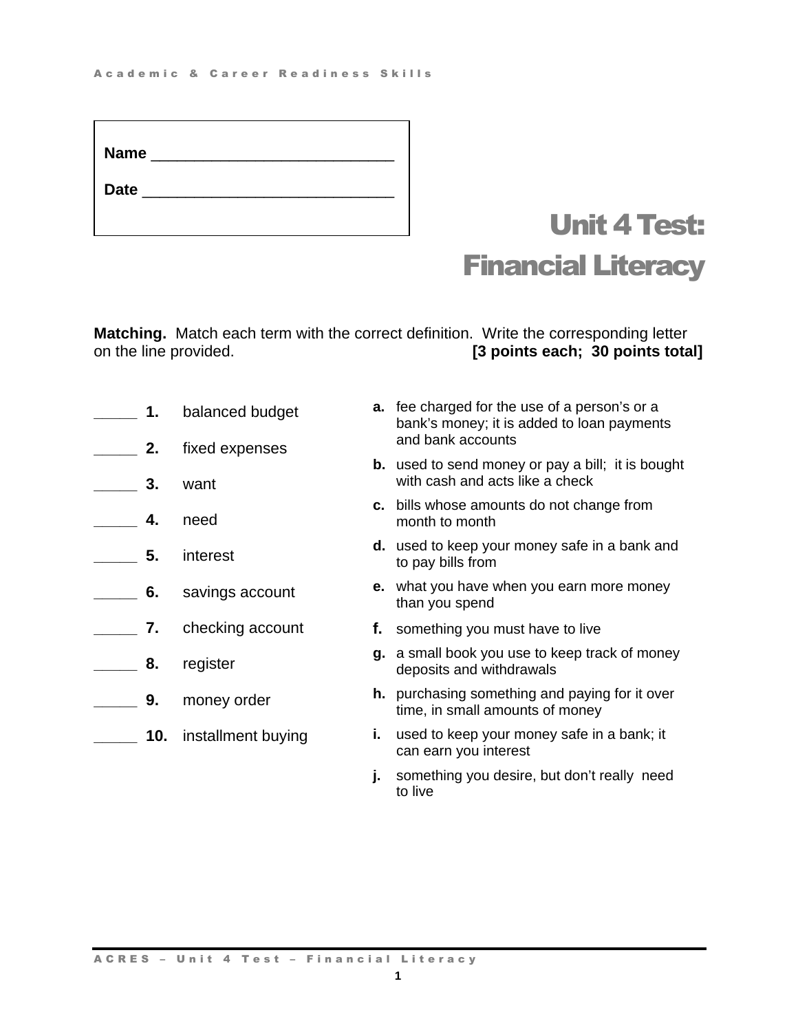Name ____________________________

Date ______________________________

# Unit 4 Test: Financial Literacy

**Matching.** Match each term with the correct definition. Write the corresponding letter on the line provided. **[3 points each; 30 points total]**

_____ **1.** balanced budget

_____ **2.** fixed expenses

_____ **3.** want

_____ **4.** need

_____ **5.** interest

_____ **6.** savings account

_____ **7.** checking account

_____ **8.** register

_____ **9.** money order

_____ **10.** installment buying

**a.** fee charged for the use of a person's or a bank's money; it is added to loan payments and bank accounts

**b.** used to send money or pay a bill; it is bought with cash and acts like a check

**c.** bills whose amounts do not change from month to month

**d.** used to keep your money safe in a bank and to pay bills from

**e.** what you have when you earn more money than you spend

**f.** something you must have to live

**g.** a small book you use to keep track of money deposits and withdrawals

**h.** purchasing something and paying for it over time, in small amounts of money

**i.** used to keep your money safe in a bank; it can earn you interest

**j.** something you desire, but don't really need to live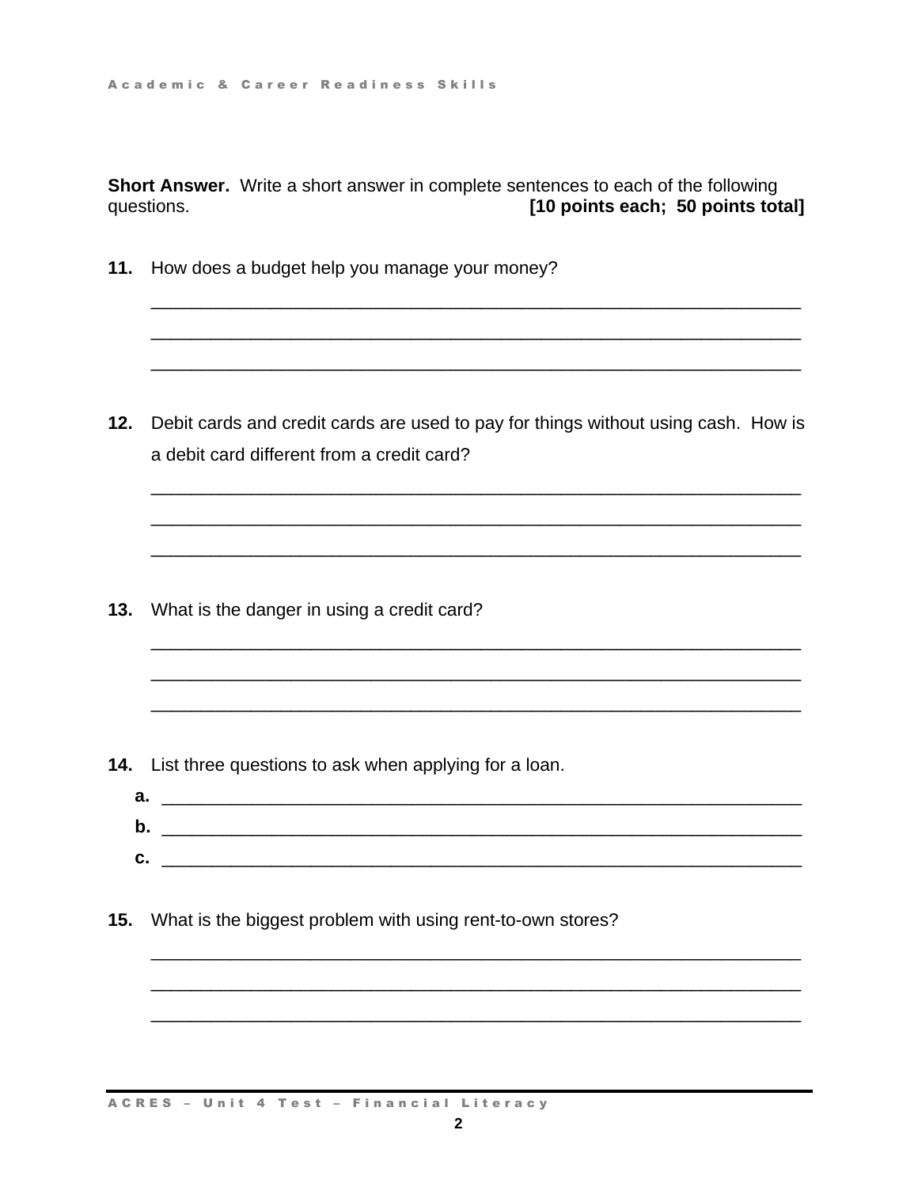**Short Answer.** Write a short answer in complete sentences to each of the following questions. **[10 points each; 50 points total]**

**11.** How does a budget help you manage your money?

_________________________________________________________________

_________________________________________________________________

_________________________________________________________________

**12.** Debit cards and credit cards are used to pay for things without using cash. How is a debit card different from a credit card?

_________________________________________________________________

_________________________________________________________________

_________________________________________________________________

**13.** What is the danger in using a credit card?

_________________________________________________________________

_________________________________________________________________

_________________________________________________________________

**14.** List three questions to ask when applying for a loan.

**a.** _______________________________________________________________

**b.** _______________________________________________________________

**c.** _______________________________________________________________

**15.** What is the biggest problem with using rent-to-own stores?

_________________________________________________________________

_________________________________________________________________

_________________________________________________________________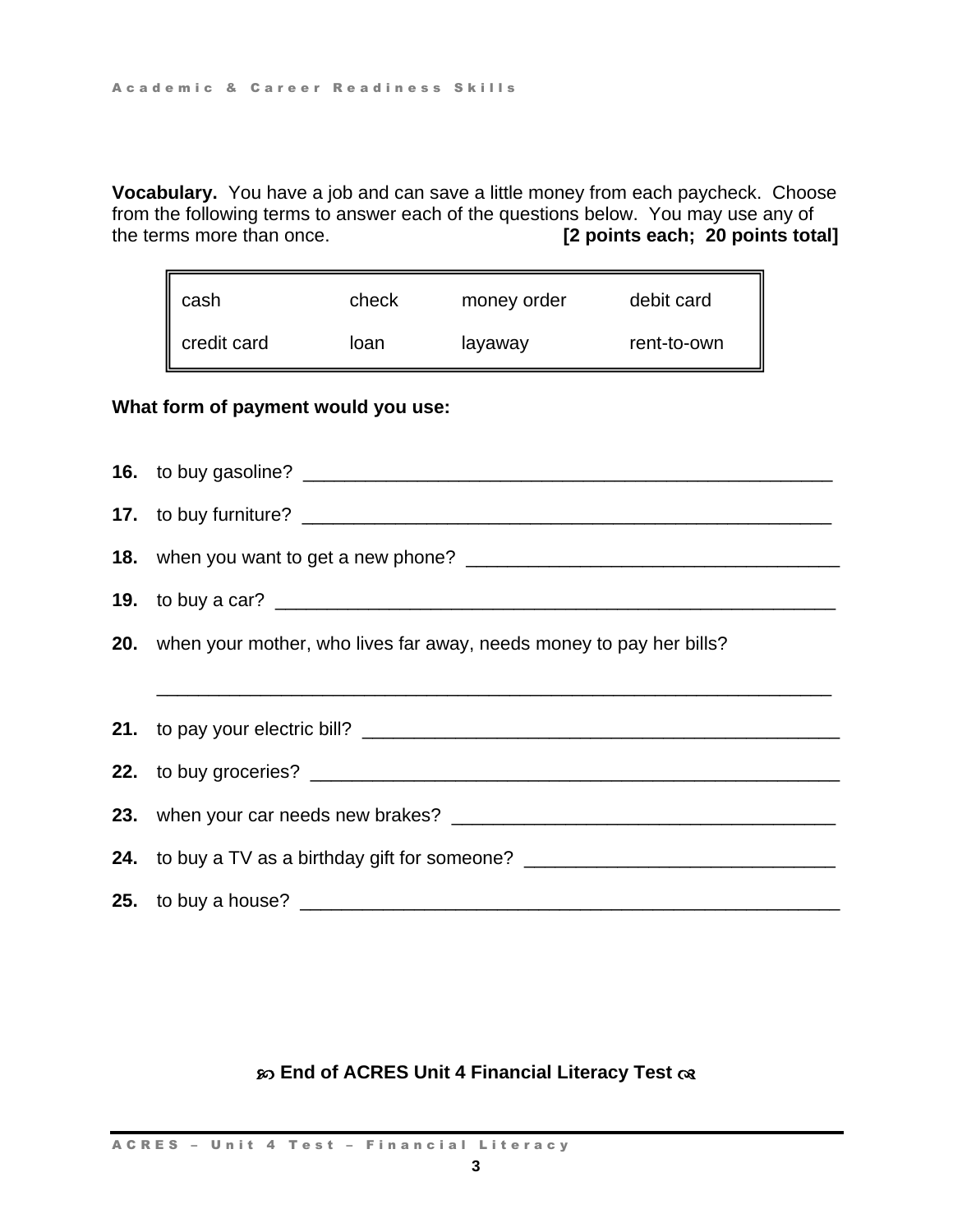**Vocabulary.** You have a job and can save a little money from each paycheck. Choose from the following terms to answer each of the questions below. You may use any of the terms more than once. **[2 points each; 20 points total]**

| cash | check | money order | debit card |
|---|---|---|---|
| credit card | loan | layaway | rent-to-own |

**What form of payment would you use:**

**16.** to buy gasoline? ____________________________________________________

**17.** to buy furniture? ____________________________________________________

**18.** when you want to get a new phone? ____________________________________

**19.** to buy a car? _______________________________________________________

**20.** when your mother, who lives far away, needs money to pay her bills?

_________________________________________________________________

**21.** to pay your electric bill? ______________________________________________

**22.** to buy groceries? ____________________________________________________

**23.** when your car needs new brakes? _____________________________________

**24.** to buy a TV as a birthday gift for someone? ____________________________

**25.** to buy a house? _____________________________________________________

**End of ACRES Unit 4 Financial Literacy Test**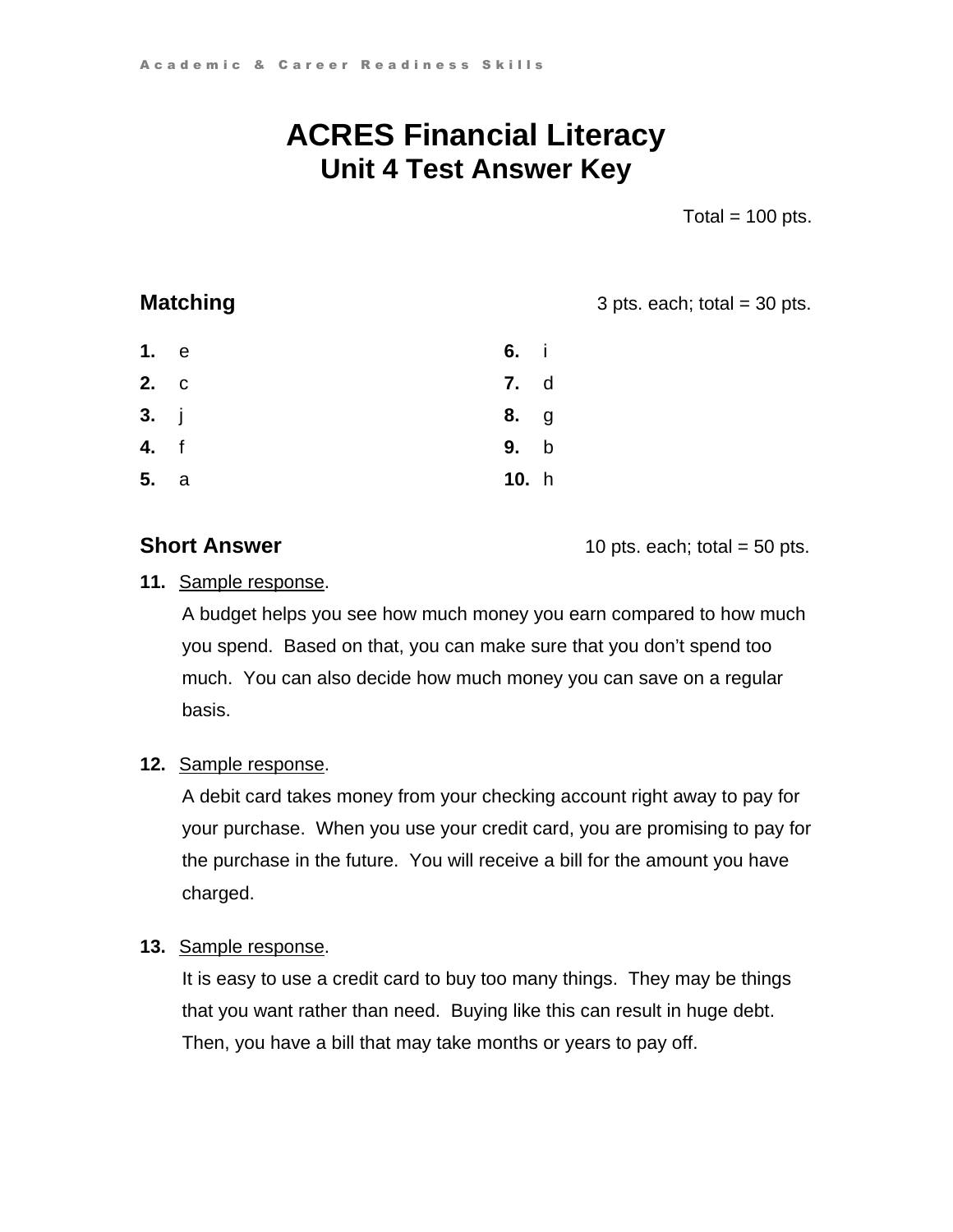# ACRES Financial Literacy
## Unit 4 Test Answer Key

Total = 100 pts.

### Matching

3 pts. each; total = 30 pts.

**1.** e
**2.** c
**3.** j
**4.** f
**5.** a
**6.** i
**7.** d
**8.** g
**9.** b
**10.** h

### Short Answer

10 pts. each; total = 50 pts.

**11.** Sample response.

A budget helps you see how much money you earn compared to how much you spend. Based on that, you can make sure that you don't spend too much. You can also decide how much money you can save on a regular basis.

**12.** Sample response.

A debit card takes money from your checking account right away to pay for your purchase. When you use your credit card, you are promising to pay for the purchase in the future. You will receive a bill for the amount you have charged.

**13.** Sample response.

It is easy to use a credit card to buy too many things. They may be things that you want rather than need. Buying like this can result in huge debt. Then, you have a bill that may take months or years to pay off.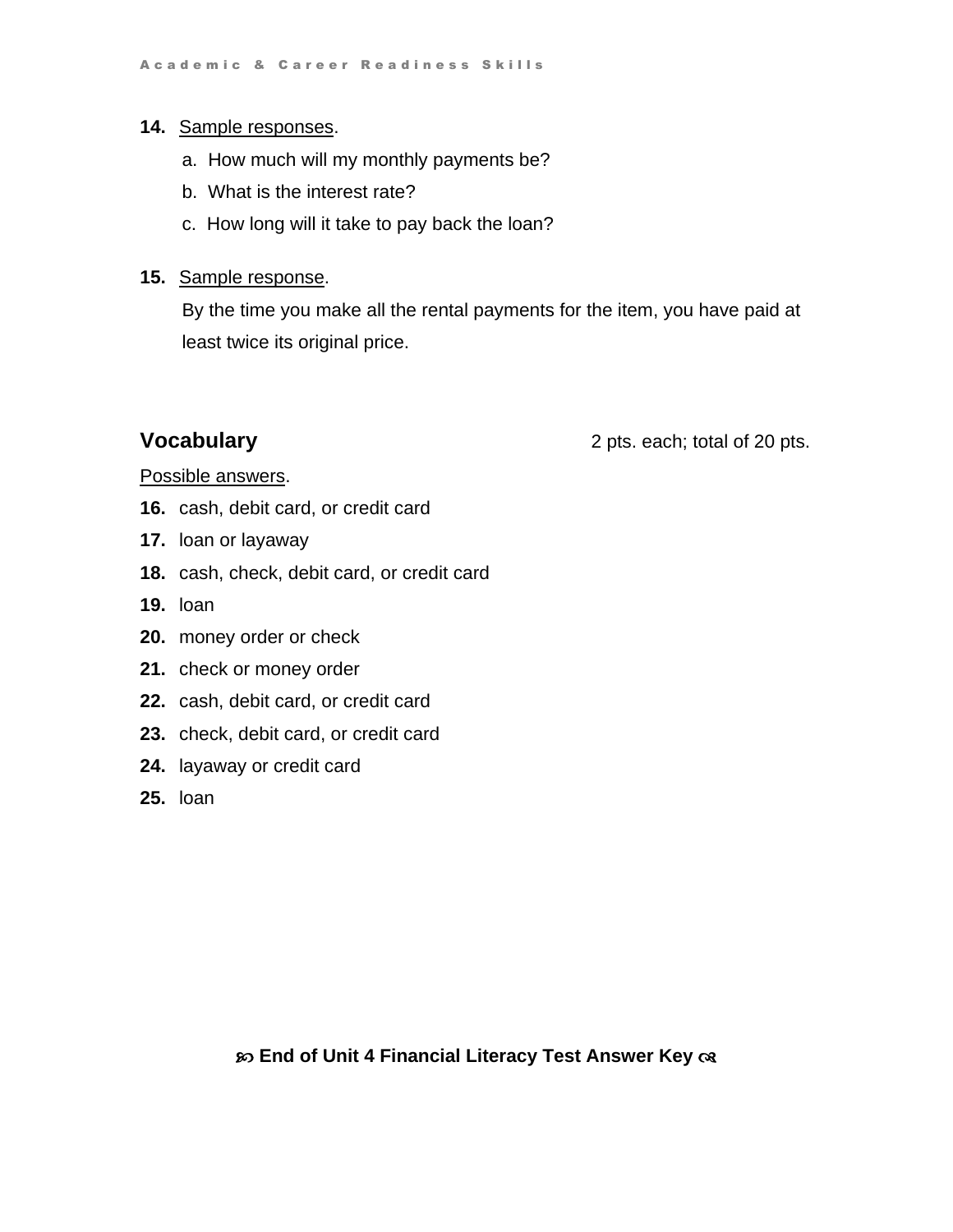**14.** Sample responses.

a. How much will my monthly payments be?

b. What is the interest rate?

c. How long will it take to pay back the loan?

**15.** Sample response.

By the time you make all the rental payments for the item, you have paid at least twice its original price.

## Vocabulary

2 pts. each; total of 20 pts.

Possible answers.

**16.** cash, debit card, or credit card

**17.** loan or layaway

**18.** cash, check, debit card, or credit card

**19.** loan

**20.** money order or check

**21.** check or money order

**22.** cash, debit card, or credit card

**23.** check, debit card, or credit card

**24.** layaway or credit card

**25.** loan

**End of Unit 4 Financial Literacy Test Answer Key**